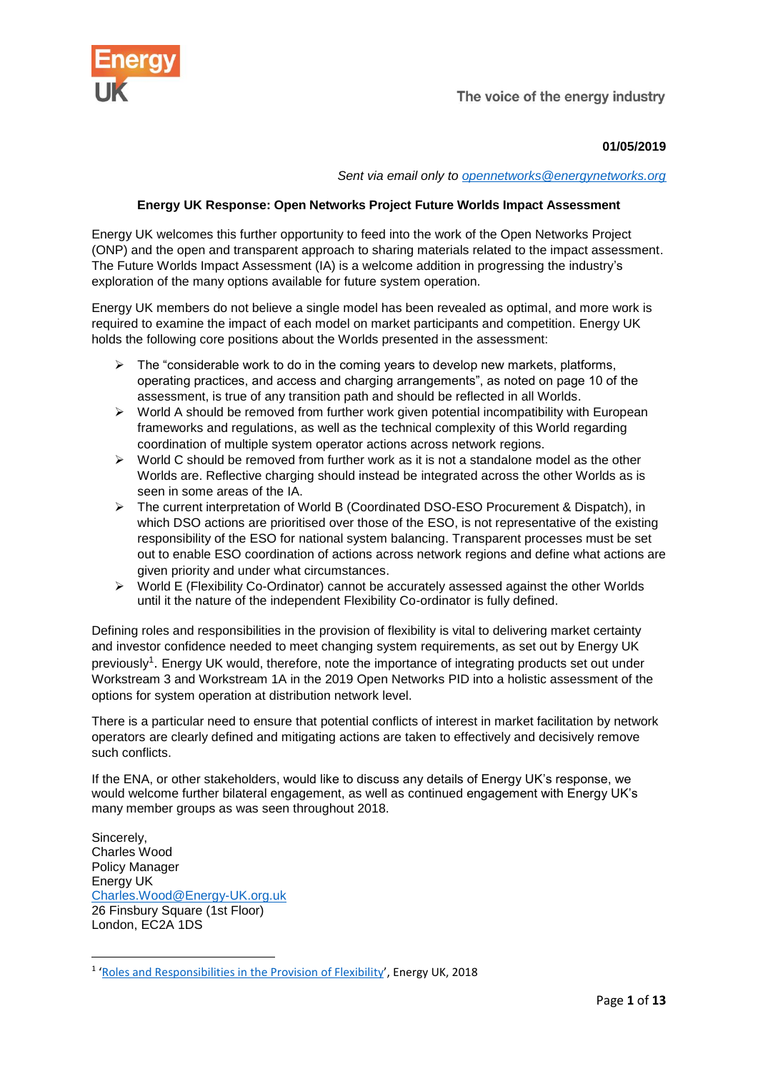Energy UK

The voice of the energy industry

**01/05/2019**

*Sent via email only to opennetworks@energynetworks.org*

**Energy UK Response: Open Networks Project Future Worlds Impact Assessment**

Energy UK welcomes this further opportunity to feed into the work of the Open Networks Project (ONP) and the open and transparent approach to sharing materials related to the impact assessment. The Future Worlds Impact Assessment (IA) is a welcome addition in progressing the industry's exploration of the many options available for future system operation.

Energy UK members do not believe a single model has been revealed as optimal, and more work is required to examine the impact of each model on market participants and competition. Energy UK holds the following core positions about the Worlds presented in the assessment:

- The "considerable work to do in the coming years to develop new markets, platforms, operating practices, and access and charging arrangements", as noted on page 10 of the assessment, is true of any transition path and should be reflected in all Worlds.
- World A should be removed from further work given potential incompatibility with European frameworks and regulations, as well as the technical complexity of this World regarding coordination of multiple system operator actions across network regions.
- World C should be removed from further work as it is not a standalone model as the other Worlds are. Reflective charging should instead be integrated across the other Worlds as is seen in some areas of the IA.
- The current interpretation of World B (Coordinated DSO-ESO Procurement & Dispatch), in which DSO actions are prioritised over those of the ESO, is not representative of the existing responsibility of the ESO for national system balancing. Transparent processes must be set out to enable ESO coordination of actions across network regions and define what actions are given priority and under what circumstances.
- World E (Flexibility Co-Ordinator) cannot be accurately assessed against the other Worlds until it the nature of the independent Flexibility Co-ordinator is fully defined.

Defining roles and responsibilities in the provision of flexibility is vital to delivering market certainty and investor confidence needed to meet changing system requirements, as set out by Energy UK previously[1]. Energy UK would, therefore, note the importance of integrating products set out under Workstream 3 and Workstream 1A in the 2019 Open Networks PID into a holistic assessment of the options for system operation at distribution network level.

There is a particular need to ensure that potential conflicts of interest in market facilitation by network operators are clearly defined and mitigating actions are taken to effectively and decisively remove such conflicts.

If the ENA, or other stakeholders, would like to discuss any details of Energy UK's response, we would welcome further bilateral engagement, as well as continued engagement with Energy UK's many member groups as was seen throughout 2018.

Sincerely,
Charles Wood
Policy Manager
Energy UK
Charles.Wood@Energy-UK.org.uk
26 Finsbury Square (1st Floor)
London, EC2A 1DS

---

[1] 'Roles and Responsibilities in the Provision of Flexibility', Energy UK, 2018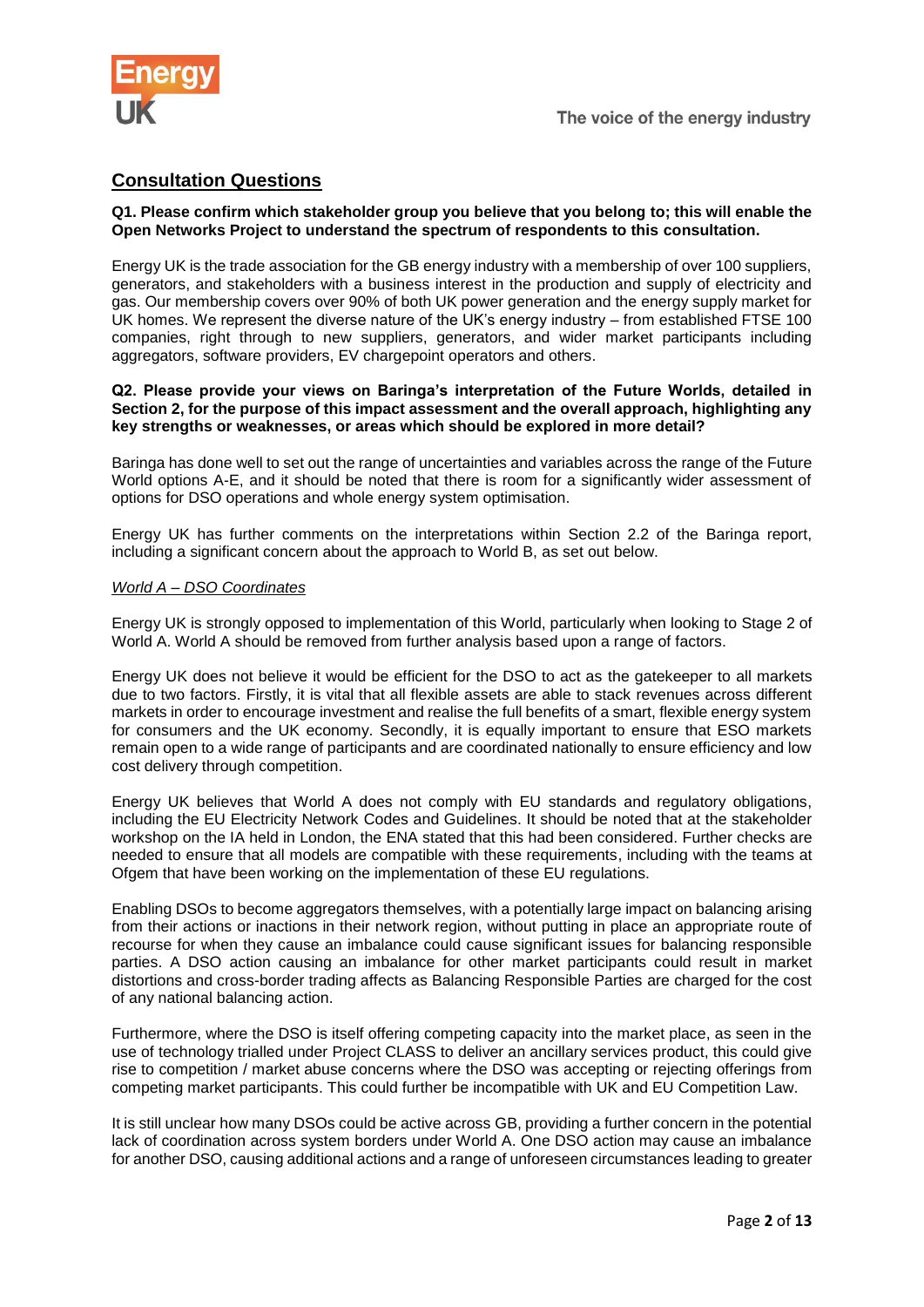## Consultation Questions

**Q1. Please confirm which stakeholder group you believe that you belong to; this will enable the Open Networks Project to understand the spectrum of respondents to this consultation.**

Energy UK is the trade association for the GB energy industry with a membership of over 100 suppliers, generators, and stakeholders with a business interest in the production and supply of electricity and gas. Our membership covers over 90% of both UK power generation and the energy supply market for UK homes. We represent the diverse nature of the UK's energy industry – from established FTSE 100 companies, right through to new suppliers, generators, and wider market participants including aggregators, software providers, EV chargepoint operators and others.

**Q2. Please provide your views on Baringa's interpretation of the Future Worlds, detailed in Section 2, for the purpose of this impact assessment and the overall approach, highlighting any key strengths or weaknesses, or areas which should be explored in more detail?**

Baringa has done well to set out the range of uncertainties and variables across the range of the Future World options A-E, and it should be noted that there is room for a significantly wider assessment of options for DSO operations and whole energy system optimisation.

Energy UK has further comments on the interpretations within Section 2.2 of the Baringa report, including a significant concern about the approach to World B, as set out below.

*World A – DSO Coordinates*

Energy UK is strongly opposed to implementation of this World, particularly when looking to Stage 2 of World A. World A should be removed from further analysis based upon a range of factors.

Energy UK does not believe it would be efficient for the DSO to act as the gatekeeper to all markets due to two factors. Firstly, it is vital that all flexible assets are able to stack revenues across different markets in order to encourage investment and realise the full benefits of a smart, flexible energy system for consumers and the UK economy. Secondly, it is equally important to ensure that ESO markets remain open to a wide range of participants and are coordinated nationally to ensure efficiency and low cost delivery through competition.

Energy UK believes that World A does not comply with EU standards and regulatory obligations, including the EU Electricity Network Codes and Guidelines. It should be noted that at the stakeholder workshop on the IA held in London, the ENA stated that this had been considered. Further checks are needed to ensure that all models are compatible with these requirements, including with the teams at Ofgem that have been working on the implementation of these EU regulations.

Enabling DSOs to become aggregators themselves, with a potentially large impact on balancing arising from their actions or inactions in their network region, without putting in place an appropriate route of recourse for when they cause an imbalance could cause significant issues for balancing responsible parties. A DSO action causing an imbalance for other market participants could result in market distortions and cross-border trading affects as Balancing Responsible Parties are charged for the cost of any national balancing action.

Furthermore, where the DSO is itself offering competing capacity into the market place, as seen in the use of technology trialled under Project CLASS to deliver an ancillary services product, this could give rise to competition / market abuse concerns where the DSO was accepting or rejecting offerings from competing market participants. This could further be incompatible with UK and EU Competition Law.

It is still unclear how many DSOs could be active across GB, providing a further concern in the potential lack of coordination across system borders under World A. One DSO action may cause an imbalance for another DSO, causing additional actions and a range of unforeseen circumstances leading to greater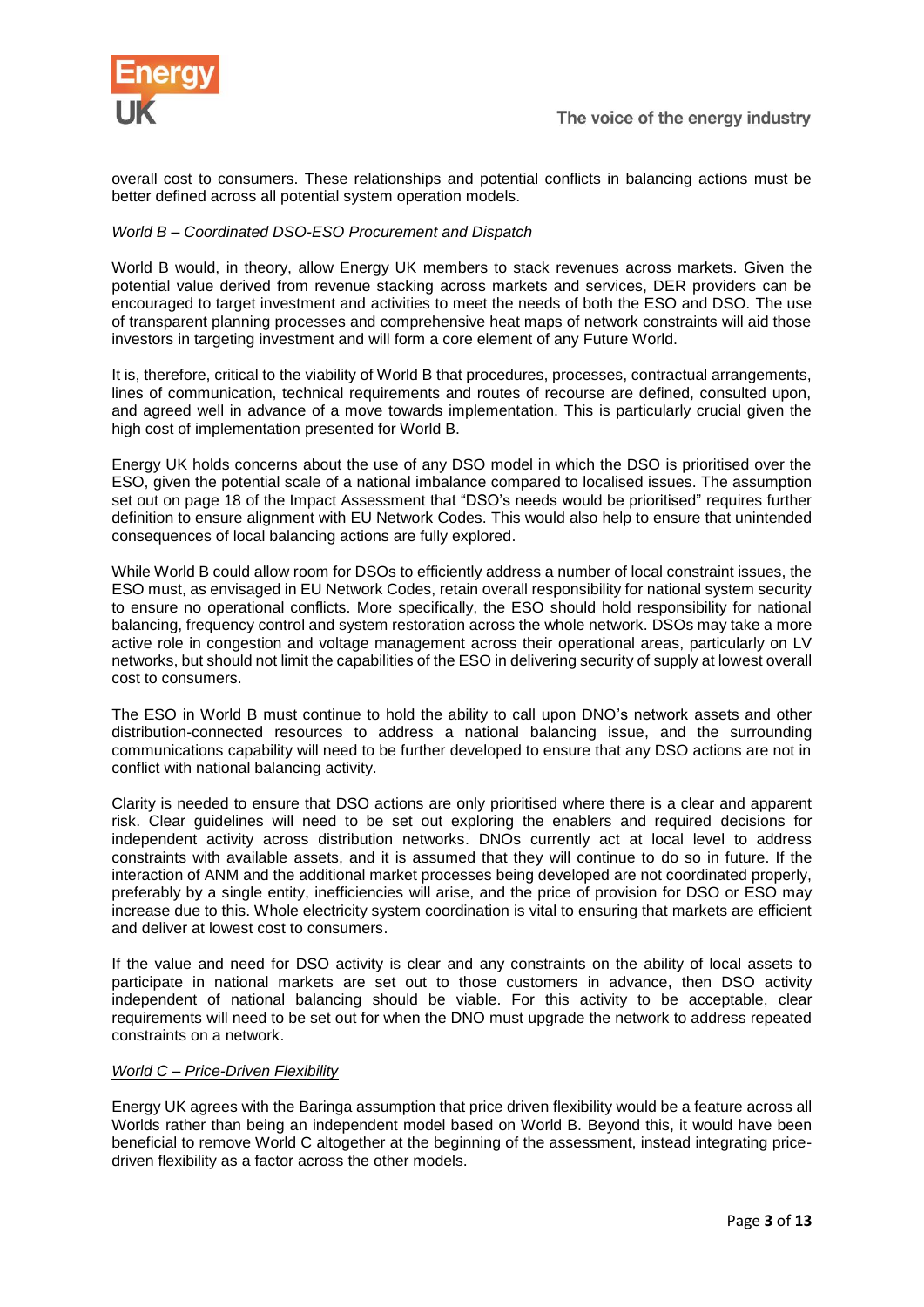overall cost to consumers. These relationships and potential conflicts in balancing actions must be better defined across all potential system operation models.

*World B – Coordinated DSO-ESO Procurement and Dispatch*

World B would, in theory, allow Energy UK members to stack revenues across markets. Given the potential value derived from revenue stacking across markets and services, DER providers can be encouraged to target investment and activities to meet the needs of both the ESO and DSO. The use of transparent planning processes and comprehensive heat maps of network constraints will aid those investors in targeting investment and will form a core element of any Future World.

It is, therefore, critical to the viability of World B that procedures, processes, contractual arrangements, lines of communication, technical requirements and routes of recourse are defined, consulted upon, and agreed well in advance of a move towards implementation. This is particularly crucial given the high cost of implementation presented for World B.

Energy UK holds concerns about the use of any DSO model in which the DSO is prioritised over the ESO, given the potential scale of a national imbalance compared to localised issues. The assumption set out on page 18 of the Impact Assessment that "DSO's needs would be prioritised" requires further definition to ensure alignment with EU Network Codes. This would also help to ensure that unintended consequences of local balancing actions are fully explored.

While World B could allow room for DSOs to efficiently address a number of local constraint issues, the ESO must, as envisaged in EU Network Codes, retain overall responsibility for national system security to ensure no operational conflicts. More specifically, the ESO should hold responsibility for national balancing, frequency control and system restoration across the whole network. DSOs may take a more active role in congestion and voltage management across their operational areas, particularly on LV networks, but should not limit the capabilities of the ESO in delivering security of supply at lowest overall cost to consumers.

The ESO in World B must continue to hold the ability to call upon DNO's network assets and other distribution-connected resources to address a national balancing issue, and the surrounding communications capability will need to be further developed to ensure that any DSO actions are not in conflict with national balancing activity.

Clarity is needed to ensure that DSO actions are only prioritised where there is a clear and apparent risk. Clear guidelines will need to be set out exploring the enablers and required decisions for independent activity across distribution networks. DNOs currently act at local level to address constraints with available assets, and it is assumed that they will continue to do so in future. If the interaction of ANM and the additional market processes being developed are not coordinated properly, preferably by a single entity, inefficiencies will arise, and the price of provision for DSO or ESO may increase due to this. Whole electricity system coordination is vital to ensuring that markets are efficient and deliver at lowest cost to consumers.

If the value and need for DSO activity is clear and any constraints on the ability of local assets to participate in national markets are set out to those customers in advance, then DSO activity independent of national balancing should be viable. For this activity to be acceptable, clear requirements will need to be set out for when the DNO must upgrade the network to address repeated constraints on a network.

*World C – Price-Driven Flexibility*

Energy UK agrees with the Baringa assumption that price driven flexibility would be a feature across all Worlds rather than being an independent model based on World B. Beyond this, it would have been beneficial to remove World C altogether at the beginning of the assessment, instead integrating price-driven flexibility as a factor across the other models.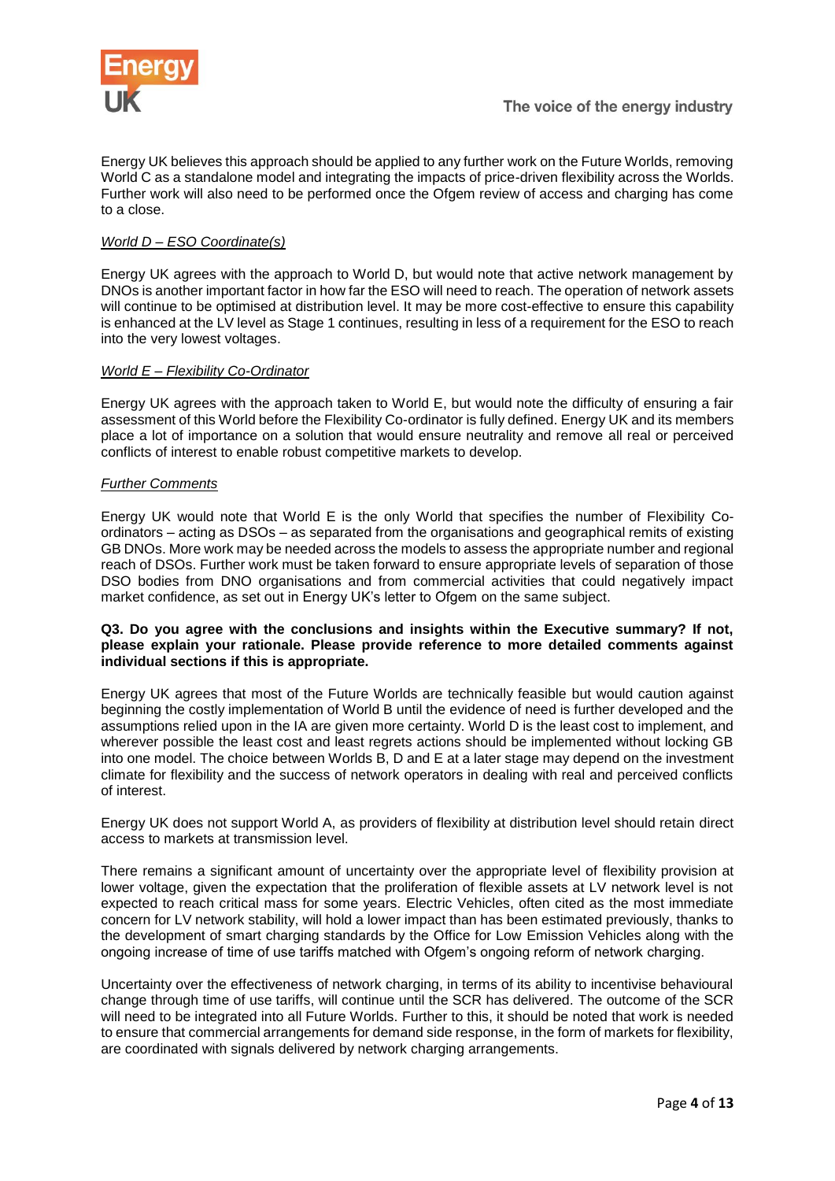Energy UK believes this approach should be applied to any further work on the Future Worlds, removing World C as a standalone model and integrating the impacts of price-driven flexibility across the Worlds. Further work will also need to be performed once the Ofgem review of access and charging has come to a close.

*World D – ESO Coordinate(s)*

Energy UK agrees with the approach to World D, but would note that active network management by DNOs is another important factor in how far the ESO will need to reach. The operation of network assets will continue to be optimised at distribution level. It may be more cost-effective to ensure this capability is enhanced at the LV level as Stage 1 continues, resulting in less of a requirement for the ESO to reach into the very lowest voltages.

*World E – Flexibility Co-Ordinator*

Energy UK agrees with the approach taken to World E, but would note the difficulty of ensuring a fair assessment of this World before the Flexibility Co-ordinator is fully defined. Energy UK and its members place a lot of importance on a solution that would ensure neutrality and remove all real or perceived conflicts of interest to enable robust competitive markets to develop.

*Further Comments*

Energy UK would note that World E is the only World that specifies the number of Flexibility Co-ordinators – acting as DSOs – as separated from the organisations and geographical remits of existing GB DNOs. More work may be needed across the models to assess the appropriate number and regional reach of DSOs. Further work must be taken forward to ensure appropriate levels of separation of those DSO bodies from DNO organisations and from commercial activities that could negatively impact market confidence, as set out in Energy UK's letter to Ofgem on the same subject.

**Q3. Do you agree with the conclusions and insights within the Executive summary? If not, please explain your rationale. Please provide reference to more detailed comments against individual sections if this is appropriate.**

Energy UK agrees that most of the Future Worlds are technically feasible but would caution against beginning the costly implementation of World B until the evidence of need is further developed and the assumptions relied upon in the IA are given more certainty. World D is the least cost to implement, and wherever possible the least cost and least regrets actions should be implemented without locking GB into one model. The choice between Worlds B, D and E at a later stage may depend on the investment climate for flexibility and the success of network operators in dealing with real and perceived conflicts of interest.

Energy UK does not support World A, as providers of flexibility at distribution level should retain direct access to markets at transmission level.

There remains a significant amount of uncertainty over the appropriate level of flexibility provision at lower voltage, given the expectation that the proliferation of flexible assets at LV network level is not expected to reach critical mass for some years. Electric Vehicles, often cited as the most immediate concern for LV network stability, will hold a lower impact than has been estimated previously, thanks to the development of smart charging standards by the Office for Low Emission Vehicles along with the ongoing increase of time of use tariffs matched with Ofgem's ongoing reform of network charging.

Uncertainty over the effectiveness of network charging, in terms of its ability to incentivise behavioural change through time of use tariffs, will continue until the SCR has delivered. The outcome of the SCR will need to be integrated into all Future Worlds. Further to this, it should be noted that work is needed to ensure that commercial arrangements for demand side response, in the form of markets for flexibility, are coordinated with signals delivered by network charging arrangements.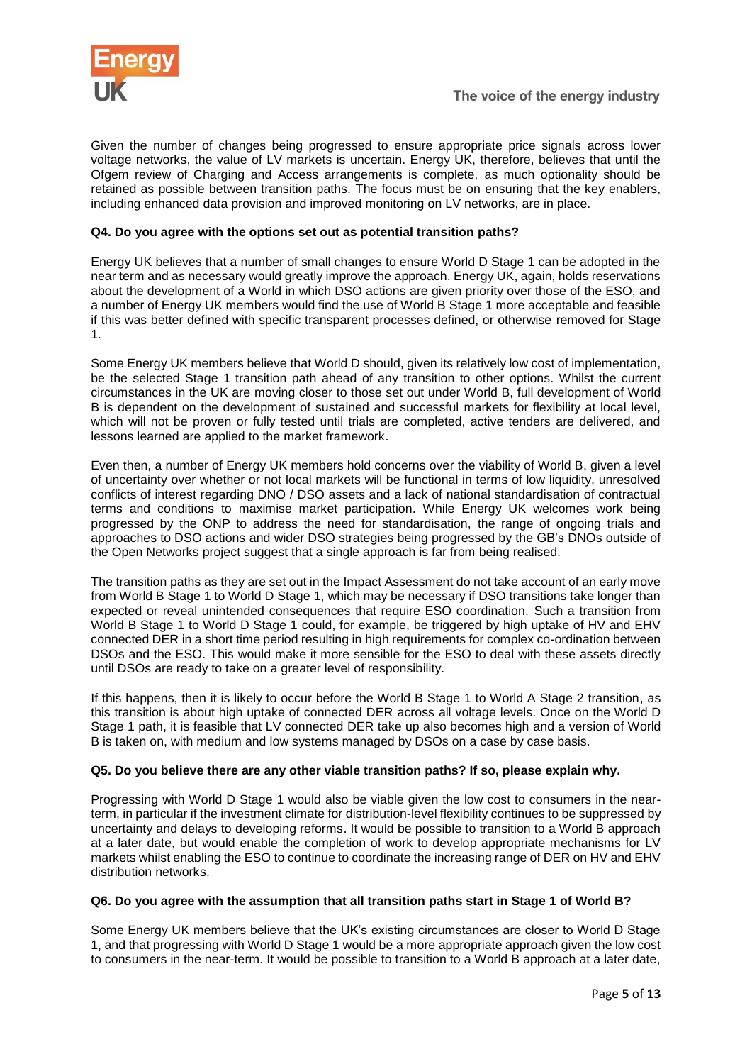Given the number of changes being progressed to ensure appropriate price signals across lower voltage networks, the value of LV markets is uncertain. Energy UK, therefore, believes that until the Ofgem review of Charging and Access arrangements is complete, as much optionality should be retained as possible between transition paths. The focus must be on ensuring that the key enablers, including enhanced data provision and improved monitoring on LV networks, are in place.

**Q4. Do you agree with the options set out as potential transition paths?**

Energy UK believes that a number of small changes to ensure World D Stage 1 can be adopted in the near term and as necessary would greatly improve the approach. Energy UK, again, holds reservations about the development of a World in which DSO actions are given priority over those of the ESO, and a number of Energy UK members would find the use of World B Stage 1 more acceptable and feasible if this was better defined with specific transparent processes defined, or otherwise removed for Stage 1.

Some Energy UK members believe that World D should, given its relatively low cost of implementation, be the selected Stage 1 transition path ahead of any transition to other options. Whilst the current circumstances in the UK are moving closer to those set out under World B, full development of World B is dependent on the development of sustained and successful markets for flexibility at local level, which will not be proven or fully tested until trials are completed, active tenders are delivered, and lessons learned are applied to the market framework.

Even then, a number of Energy UK members hold concerns over the viability of World B, given a level of uncertainty over whether or not local markets will be functional in terms of low liquidity, unresolved conflicts of interest regarding DNO / DSO assets and a lack of national standardisation of contractual terms and conditions to maximise market participation. While Energy UK welcomes work being progressed by the ONP to address the need for standardisation, the range of ongoing trials and approaches to DSO actions and wider DSO strategies being progressed by the GB's DNOs outside of the Open Networks project suggest that a single approach is far from being realised.

The transition paths as they are set out in the Impact Assessment do not take account of an early move from World B Stage 1 to World D Stage 1, which may be necessary if DSO transitions take longer than expected or reveal unintended consequences that require ESO coordination. Such a transition from World B Stage 1 to World D Stage 1 could, for example, be triggered by high uptake of HV and EHV connected DER in a short time period resulting in high requirements for complex co-ordination between DSOs and the ESO. This would make it more sensible for the ESO to deal with these assets directly until DSOs are ready to take on a greater level of responsibility.

If this happens, then it is likely to occur before the World B Stage 1 to World A Stage 2 transition, as this transition is about high uptake of connected DER across all voltage levels. Once on the World D Stage 1 path, it is feasible that LV connected DER take up also becomes high and a version of World B is taken on, with medium and low systems managed by DSOs on a case by case basis.

**Q5. Do you believe there are any other viable transition paths? If so, please explain why.**

Progressing with World D Stage 1 would also be viable given the low cost to consumers in the near-term, in particular if the investment climate for distribution-level flexibility continues to be suppressed by uncertainty and delays to developing reforms. It would be possible to transition to a World B approach at a later date, but would enable the completion of work to develop appropriate mechanisms for LV markets whilst enabling the ESO to continue to coordinate the increasing range of DER on HV and EHV distribution networks.

**Q6. Do you agree with the assumption that all transition paths start in Stage 1 of World B?**

Some Energy UK members believe that the UK's existing circumstances are closer to World D Stage 1, and that progressing with World D Stage 1 would be a more appropriate approach given the low cost to consumers in the near-term. It would be possible to transition to a World B approach at a later date,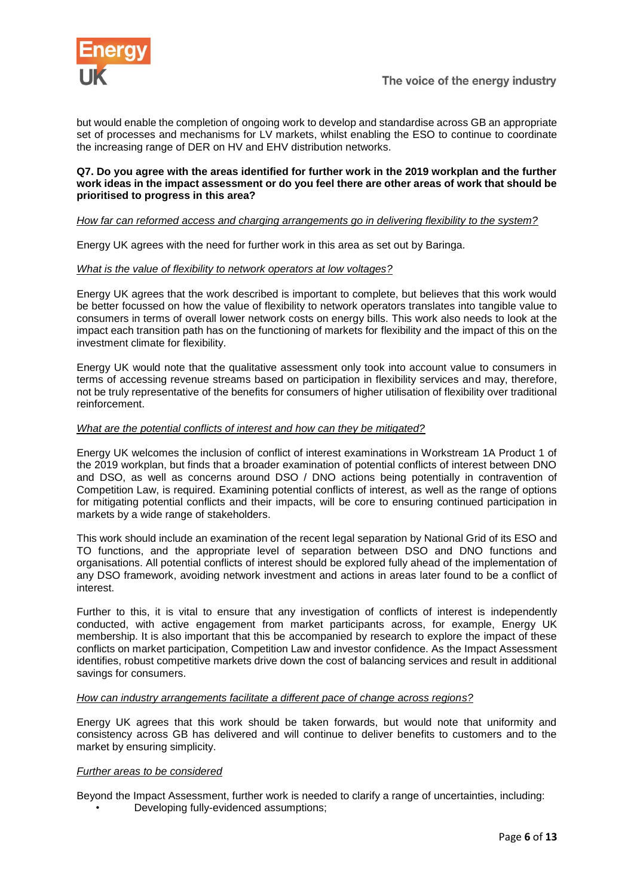but would enable the completion of ongoing work to develop and standardise across GB an appropriate set of processes and mechanisms for LV markets, whilst enabling the ESO to continue to coordinate the increasing range of DER on HV and EHV distribution networks.

**Q7. Do you agree with the areas identified for further work in the 2019 workplan and the further work ideas in the impact assessment or do you feel there are other areas of work that should be prioritised to progress in this area?**

<u>How far can reformed access and charging arrangements go in delivering flexibility to the system?</u>

Energy UK agrees with the need for further work in this area as set out by Baringa.

<u>What is the value of flexibility to network operators at low voltages?</u>

Energy UK agrees that the work described is important to complete, but believes that this work would be better focussed on how the value of flexibility to network operators translates into tangible value to consumers in terms of overall lower network costs on energy bills. This work also needs to look at the impact each transition path has on the functioning of markets for flexibility and the impact of this on the investment climate for flexibility.

Energy UK would note that the qualitative assessment only took into account value to consumers in terms of accessing revenue streams based on participation in flexibility services and may, therefore, not be truly representative of the benefits for consumers of higher utilisation of flexibility over traditional reinforcement.

<u>What are the potential conflicts of interest and how can they be mitigated?</u>

Energy UK welcomes the inclusion of conflict of interest examinations in Workstream 1A Product 1 of the 2019 workplan, but finds that a broader examination of potential conflicts of interest between DNO and DSO, as well as concerns around DSO / DNO actions being potentially in contravention of Competition Law, is required. Examining potential conflicts of interest, as well as the range of options for mitigating potential conflicts and their impacts, will be core to ensuring continued participation in markets by a wide range of stakeholders.

This work should include an examination of the recent legal separation by National Grid of its ESO and TO functions, and the appropriate level of separation between DSO and DNO functions and organisations. All potential conflicts of interest should be explored fully ahead of the implementation of any DSO framework, avoiding network investment and actions in areas later found to be a conflict of interest.

Further to this, it is vital to ensure that any investigation of conflicts of interest is independently conducted, with active engagement from market participants across, for example, Energy UK membership. It is also important that this be accompanied by research to explore the impact of these conflicts on market participation, Competition Law and investor confidence. As the Impact Assessment identifies, robust competitive markets drive down the cost of balancing services and result in additional savings for consumers.

<u>How can industry arrangements facilitate a different pace of change across regions?</u>

Energy UK agrees that this work should be taken forwards, but would note that uniformity and consistency across GB has delivered and will continue to deliver benefits to customers and to the market by ensuring simplicity.

<u>Further areas to be considered</u>

Beyond the Impact Assessment, further work is needed to clarify a range of uncertainties, including:

- Developing fully-evidenced assumptions;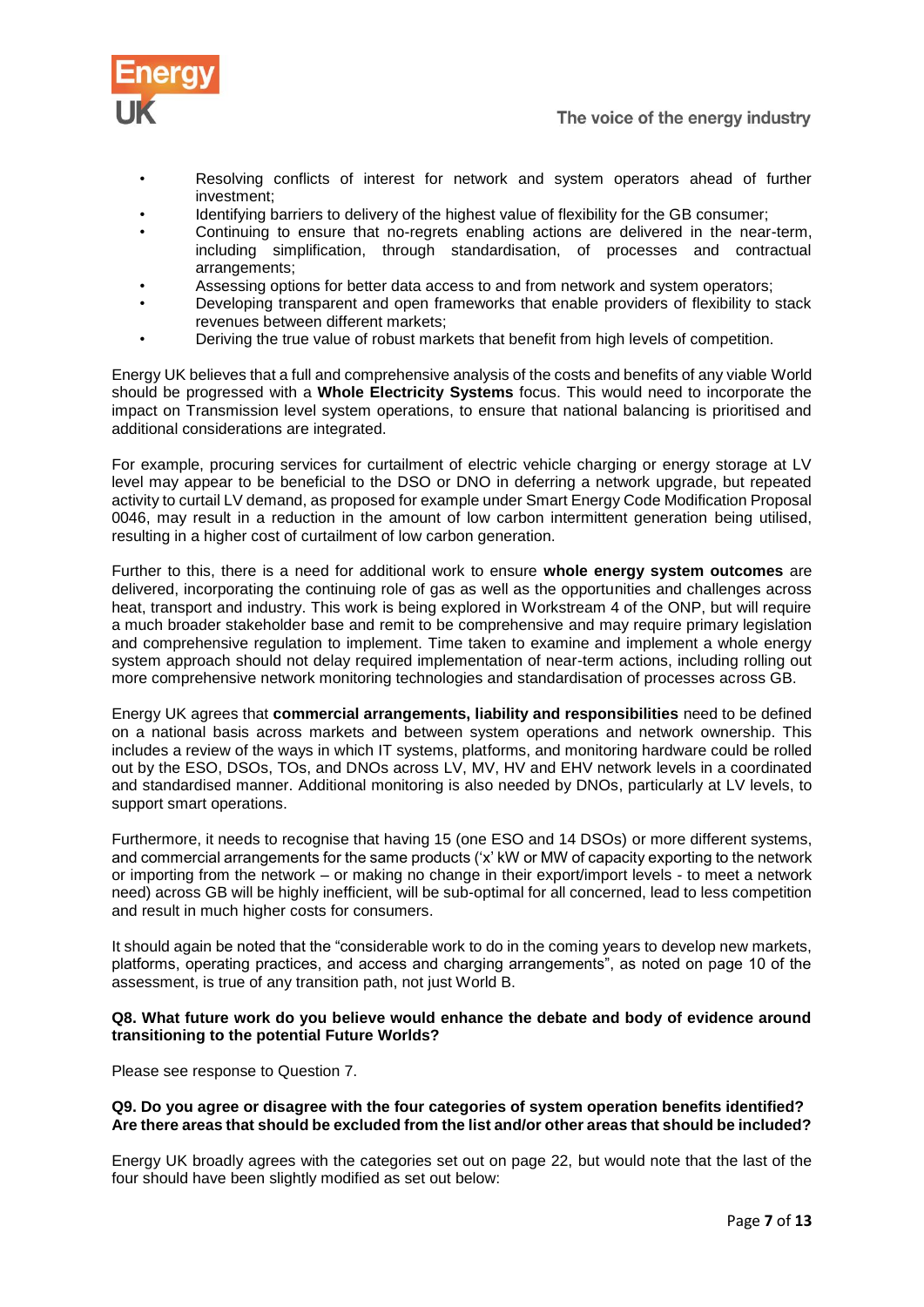- Resolving conflicts of interest for network and system operators ahead of further investment;
- Identifying barriers to delivery of the highest value of flexibility for the GB consumer;
- Continuing to ensure that no-regrets enabling actions are delivered in the near-term, including simplification, through standardisation, of processes and contractual arrangements;
- Assessing options for better data access to and from network and system operators;
- Developing transparent and open frameworks that enable providers of flexibility to stack revenues between different markets;
- Deriving the true value of robust markets that benefit from high levels of competition.

Energy UK believes that a full and comprehensive analysis of the costs and benefits of any viable World should be progressed with a **Whole Electricity Systems** focus. This would need to incorporate the impact on Transmission level system operations, to ensure that national balancing is prioritised and additional considerations are integrated.

For example, procuring services for curtailment of electric vehicle charging or energy storage at LV level may appear to be beneficial to the DSO or DNO in deferring a network upgrade, but repeated activity to curtail LV demand, as proposed for example under Smart Energy Code Modification Proposal 0046, may result in a reduction in the amount of low carbon intermittent generation being utilised, resulting in a higher cost of curtailment of low carbon generation.

Further to this, there is a need for additional work to ensure **whole energy system outcomes** are delivered, incorporating the continuing role of gas as well as the opportunities and challenges across heat, transport and industry. This work is being explored in Workstream 4 of the ONP, but will require a much broader stakeholder base and remit to be comprehensive and may require primary legislation and comprehensive regulation to implement. Time taken to examine and implement a whole energy system approach should not delay required implementation of near-term actions, including rolling out more comprehensive network monitoring technologies and standardisation of processes across GB.

Energy UK agrees that **commercial arrangements, liability and responsibilities** need to be defined on a national basis across markets and between system operations and network ownership. This includes a review of the ways in which IT systems, platforms, and monitoring hardware could be rolled out by the ESO, DSOs, TOs, and DNOs across LV, MV, HV and EHV network levels in a coordinated and standardised manner. Additional monitoring is also needed by DNOs, particularly at LV levels, to support smart operations.

Furthermore, it needs to recognise that having 15 (one ESO and 14 DSOs) or more different systems, and commercial arrangements for the same products ('x' kW or MW of capacity exporting to the network or importing from the network – or making no change in their export/import levels - to meet a network need) across GB will be highly inefficient, will be sub-optimal for all concerned, lead to less competition and result in much higher costs for consumers.

It should again be noted that the "considerable work to do in the coming years to develop new markets, platforms, operating practices, and access and charging arrangements", as noted on page 10 of the assessment, is true of any transition path, not just World B.

**Q8. What future work do you believe would enhance the debate and body of evidence around transitioning to the potential Future Worlds?**

Please see response to Question 7.

**Q9. Do you agree or disagree with the four categories of system operation benefits identified? Are there areas that should be excluded from the list and/or other areas that should be included?**

Energy UK broadly agrees with the categories set out on page 22, but would note that the last of the four should have been slightly modified as set out below: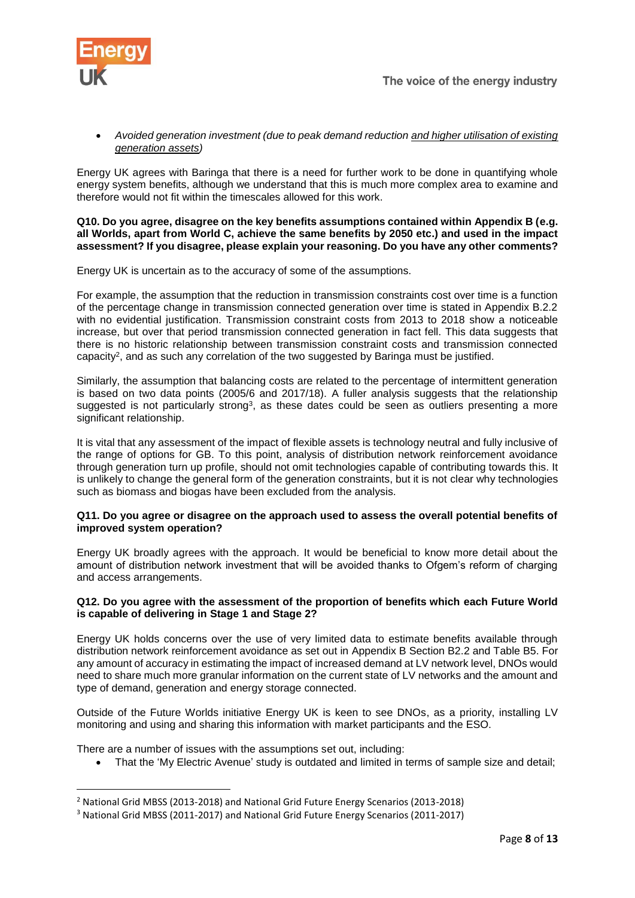- *Avoided generation investment (due to peak demand reduction <u>and higher utilisation of existing generation assets</u>)*

Energy UK agrees with Baringa that there is a need for further work to be done in quantifying whole energy system benefits, although we understand that this is much more complex area to examine and therefore would not fit within the timescales allowed for this work.

**Q10. Do you agree, disagree on the key benefits assumptions contained within Appendix B (e.g. all Worlds, apart from World C, achieve the same benefits by 2050 etc.) and used in the impact assessment? If you disagree, please explain your reasoning. Do you have any other comments?**

Energy UK is uncertain as to the accuracy of some of the assumptions.

For example, the assumption that the reduction in transmission constraints cost over time is a function of the percentage change in transmission connected generation over time is stated in Appendix B.2.2 with no evidential justification. Transmission constraint costs from 2013 to 2018 show a noticeable increase, but over that period transmission connected generation in fact fell. This data suggests that there is no historic relationship between transmission constraint costs and transmission connected capacity[2], and as such any correlation of the two suggested by Baringa must be justified.

Similarly, the assumption that balancing costs are related to the percentage of intermittent generation is based on two data points (2005/6 and 2017/18). A fuller analysis suggests that the relationship suggested is not particularly strong[3], as these dates could be seen as outliers presenting a more significant relationship.

It is vital that any assessment of the impact of flexible assets is technology neutral and fully inclusive of the range of options for GB. To this point, analysis of distribution network reinforcement avoidance through generation turn up profile, should not omit technologies capable of contributing towards this. It is unlikely to change the general form of the generation constraints, but it is not clear why technologies such as biomass and biogas have been excluded from the analysis.

**Q11. Do you agree or disagree on the approach used to assess the overall potential benefits of improved system operation?**

Energy UK broadly agrees with the approach. It would be beneficial to know more detail about the amount of distribution network investment that will be avoided thanks to Ofgem's reform of charging and access arrangements.

**Q12. Do you agree with the assessment of the proportion of benefits which each Future World is capable of delivering in Stage 1 and Stage 2?**

Energy UK holds concerns over the use of very limited data to estimate benefits available through distribution network reinforcement avoidance as set out in Appendix B Section B2.2 and Table B5. For any amount of accuracy in estimating the impact of increased demand at LV network level, DNOs would need to share much more granular information on the current state of LV networks and the amount and type of demand, generation and energy storage connected.

Outside of the Future Worlds initiative Energy UK is keen to see DNOs, as a priority, installing LV monitoring and using and sharing this information with market participants and the ESO.

There are a number of issues with the assumptions set out, including:

- That the 'My Electric Avenue' study is outdated and limited in terms of sample size and detail;

---

[2] National Grid MBSS (2013-2018) and National Grid Future Energy Scenarios (2013-2018)

[3] National Grid MBSS (2011-2017) and National Grid Future Energy Scenarios (2011-2017)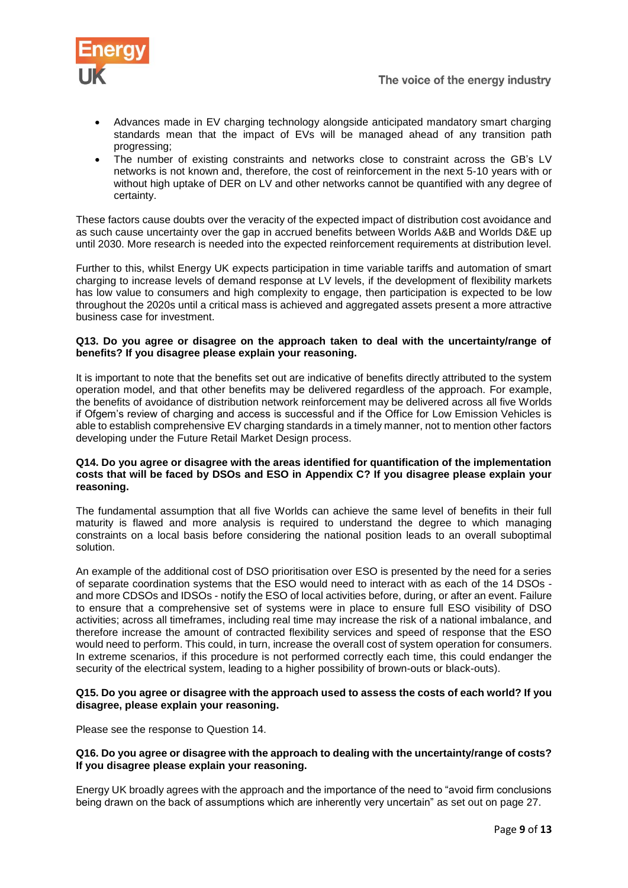- Advances made in EV charging technology alongside anticipated mandatory smart charging standards mean that the impact of EVs will be managed ahead of any transition path progressing;
- The number of existing constraints and networks close to constraint across the GB's LV networks is not known and, therefore, the cost of reinforcement in the next 5-10 years with or without high uptake of DER on LV and other networks cannot be quantified with any degree of certainty.

These factors cause doubts over the veracity of the expected impact of distribution cost avoidance and as such cause uncertainty over the gap in accrued benefits between Worlds A&B and Worlds D&E up until 2030. More research is needed into the expected reinforcement requirements at distribution level.

Further to this, whilst Energy UK expects participation in time variable tariffs and automation of smart charging to increase levels of demand response at LV levels, if the development of flexibility markets has low value to consumers and high complexity to engage, then participation is expected to be low throughout the 2020s until a critical mass is achieved and aggregated assets present a more attractive business case for investment.

**Q13. Do you agree or disagree on the approach taken to deal with the uncertainty/range of benefits? If you disagree please explain your reasoning.**

It is important to note that the benefits set out are indicative of benefits directly attributed to the system operation model, and that other benefits may be delivered regardless of the approach. For example, the benefits of avoidance of distribution network reinforcement may be delivered across all five Worlds if Ofgem's review of charging and access is successful and if the Office for Low Emission Vehicles is able to establish comprehensive EV charging standards in a timely manner, not to mention other factors developing under the Future Retail Market Design process.

**Q14. Do you agree or disagree with the areas identified for quantification of the implementation costs that will be faced by DSOs and ESO in Appendix C? If you disagree please explain your reasoning.**

The fundamental assumption that all five Worlds can achieve the same level of benefits in their full maturity is flawed and more analysis is required to understand the degree to which managing constraints on a local basis before considering the national position leads to an overall suboptimal solution.

An example of the additional cost of DSO prioritisation over ESO is presented by the need for a series of separate coordination systems that the ESO would need to interact with as each of the 14 DSOs - and more CDSOs and IDSOs - notify the ESO of local activities before, during, or after an event. Failure to ensure that a comprehensive set of systems were in place to ensure full ESO visibility of DSO activities; across all timeframes, including real time may increase the risk of a national imbalance, and therefore increase the amount of contracted flexibility services and speed of response that the ESO would need to perform. This could, in turn, increase the overall cost of system operation for consumers. In extreme scenarios, if this procedure is not performed correctly each time, this could endanger the security of the electrical system, leading to a higher possibility of brown-outs or black-outs).

**Q15. Do you agree or disagree with the approach used to assess the costs of each world? If you disagree, please explain your reasoning.**

Please see the response to Question 14.

**Q16. Do you agree or disagree with the approach to dealing with the uncertainty/range of costs? If you disagree please explain your reasoning.**

Energy UK broadly agrees with the approach and the importance of the need to "avoid firm conclusions being drawn on the back of assumptions which are inherently very uncertain" as set out on page 27.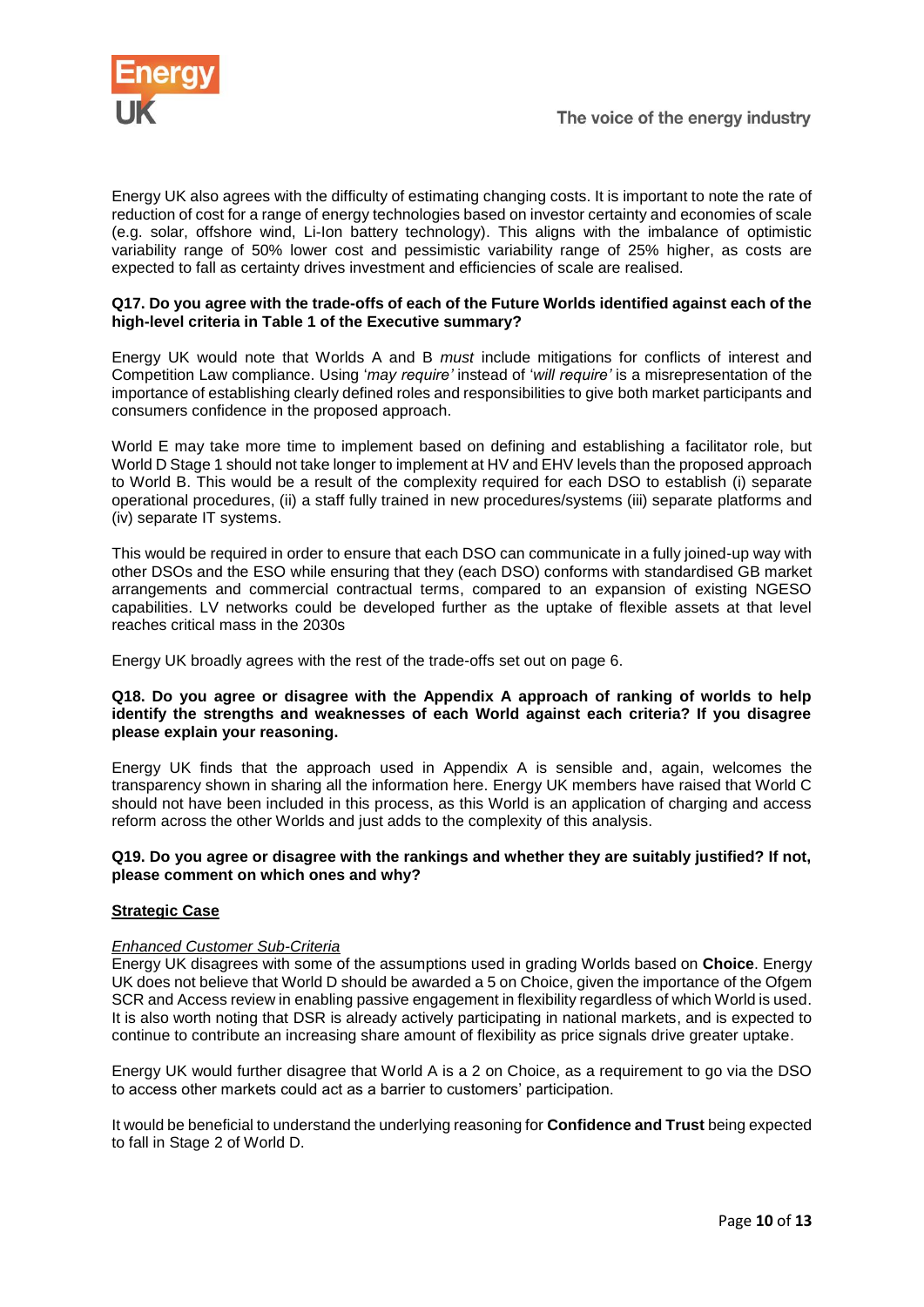Energy UK also agrees with the difficulty of estimating changing costs. It is important to note the rate of reduction of cost for a range of energy technologies based on investor certainty and economies of scale (e.g. solar, offshore wind, Li-Ion battery technology). This aligns with the imbalance of optimistic variability range of 50% lower cost and pessimistic variability range of 25% higher, as costs are expected to fall as certainty drives investment and efficiencies of scale are realised.

**Q17. Do you agree with the trade-offs of each of the Future Worlds identified against each of the high-level criteria in Table 1 of the Executive summary?**

Energy UK would note that Worlds A and B *must* include mitigations for conflicts of interest and Competition Law compliance. Using '*may require'* instead of '*will require'* is a misrepresentation of the importance of establishing clearly defined roles and responsibilities to give both market participants and consumers confidence in the proposed approach.

World E may take more time to implement based on defining and establishing a facilitator role, but World D Stage 1 should not take longer to implement at HV and EHV levels than the proposed approach to World B. This would be a result of the complexity required for each DSO to establish (i) separate operational procedures, (ii) a staff fully trained in new procedures/systems (iii) separate platforms and (iv) separate IT systems.

This would be required in order to ensure that each DSO can communicate in a fully joined-up way with other DSOs and the ESO while ensuring that they (each DSO) conforms with standardised GB market arrangements and commercial contractual terms, compared to an expansion of existing NGESO capabilities. LV networks could be developed further as the uptake of flexible assets at that level reaches critical mass in the 2030s

Energy UK broadly agrees with the rest of the trade-offs set out on page 6.

**Q18. Do you agree or disagree with the Appendix A approach of ranking of worlds to help identify the strengths and weaknesses of each World against each criteria? If you disagree please explain your reasoning.**

Energy UK finds that the approach used in Appendix A is sensible and, again, welcomes the transparency shown in sharing all the information here. Energy UK members have raised that World C should not have been included in this process, as this World is an application of charging and access reform across the other Worlds and just adds to the complexity of this analysis.

**Q19. Do you agree or disagree with the rankings and whether they are suitably justified? If not, please comment on which ones and why?**

**Strategic Case**

*Enhanced Customer Sub-Criteria*

Energy UK disagrees with some of the assumptions used in grading Worlds based on **Choice**. Energy UK does not believe that World D should be awarded a 5 on Choice, given the importance of the Ofgem SCR and Access review in enabling passive engagement in flexibility regardless of which World is used. It is also worth noting that DSR is already actively participating in national markets, and is expected to continue to contribute an increasing share amount of flexibility as price signals drive greater uptake.

Energy UK would further disagree that World A is a 2 on Choice, as a requirement to go via the DSO to access other markets could act as a barrier to customers' participation.

It would be beneficial to understand the underlying reasoning for **Confidence and Trust** being expected to fall in Stage 2 of World D.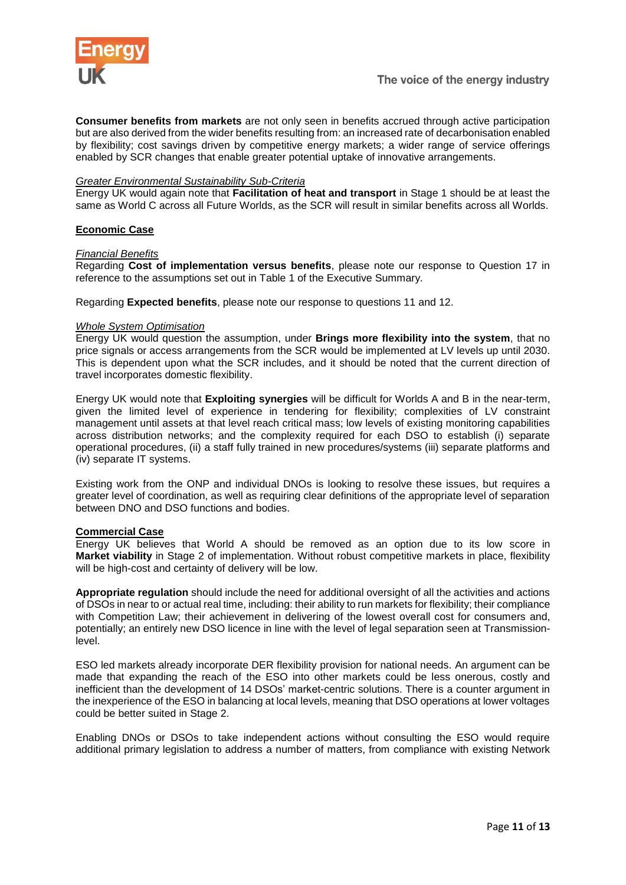**Consumer benefits from markets** are not only seen in benefits accrued through active participation but are also derived from the wider benefits resulting from: an increased rate of decarbonisation enabled by flexibility; cost savings driven by competitive energy markets; a wider range of service offerings enabled by SCR changes that enable greater potential uptake of innovative arrangements.

*Greater Environmental Sustainability Sub-Criteria*

Energy UK would again note that **Facilitation of heat and transport** in Stage 1 should be at least the same as World C across all Future Worlds, as the SCR will result in similar benefits across all Worlds.

## Economic Case

*Financial Benefits*

Regarding **Cost of implementation versus benefits**, please note our response to Question 17 in reference to the assumptions set out in Table 1 of the Executive Summary.

Regarding **Expected benefits**, please note our response to questions 11 and 12.

*Whole System Optimisation*

Energy UK would question the assumption, under **Brings more flexibility into the system**, that no price signals or access arrangements from the SCR would be implemented at LV levels up until 2030. This is dependent upon what the SCR includes, and it should be noted that the current direction of travel incorporates domestic flexibility.

Energy UK would note that **Exploiting synergies** will be difficult for Worlds A and B in the near-term, given the limited level of experience in tendering for flexibility; complexities of LV constraint management until assets at that level reach critical mass; low levels of existing monitoring capabilities across distribution networks; and the complexity required for each DSO to establish (i) separate operational procedures, (ii) a staff fully trained in new procedures/systems (iii) separate platforms and (iv) separate IT systems.

Existing work from the ONP and individual DNOs is looking to resolve these issues, but requires a greater level of coordination, as well as requiring clear definitions of the appropriate level of separation between DNO and DSO functions and bodies.

## Commercial Case

Energy UK believes that World A should be removed as an option due to its low score in **Market viability** in Stage 2 of implementation. Without robust competitive markets in place, flexibility will be high-cost and certainty of delivery will be low.

**Appropriate regulation** should include the need for additional oversight of all the activities and actions of DSOs in near to or actual real time, including: their ability to run markets for flexibility; their compliance with Competition Law; their achievement in delivering of the lowest overall cost for consumers and, potentially; an entirely new DSO licence in line with the level of legal separation seen at Transmission-level.

ESO led markets already incorporate DER flexibility provision for national needs. An argument can be made that expanding the reach of the ESO into other markets could be less onerous, costly and inefficient than the development of 14 DSOs' market-centric solutions. There is a counter argument in the inexperience of the ESO in balancing at local levels, meaning that DSO operations at lower voltages could be better suited in Stage 2.

Enabling DNOs or DSOs to take independent actions without consulting the ESO would require additional primary legislation to address a number of matters, from compliance with existing Network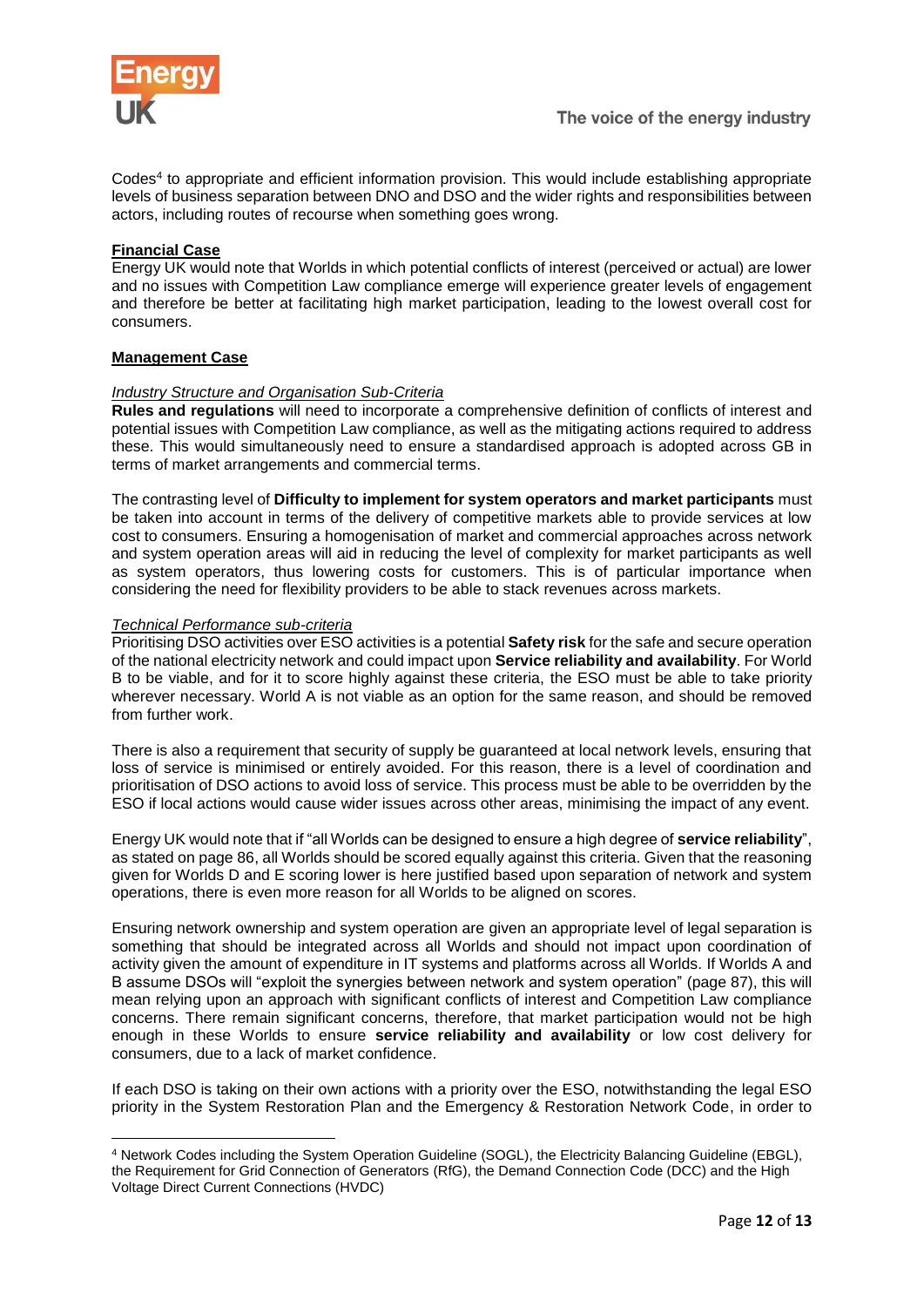Codes[4] to appropriate and efficient information provision. This would include establishing appropriate levels of business separation between DNO and DSO and the wider rights and responsibilities between actors, including routes of recourse when something goes wrong.

**Financial Case**

Energy UK would note that Worlds in which potential conflicts of interest (perceived or actual) are lower and no issues with Competition Law compliance emerge will experience greater levels of engagement and therefore be better at facilitating high market participation, leading to the lowest overall cost for consumers.

**Management Case**

*Industry Structure and Organisation Sub-Criteria*

**Rules and regulations** will need to incorporate a comprehensive definition of conflicts of interest and potential issues with Competition Law compliance, as well as the mitigating actions required to address these. This would simultaneously need to ensure a standardised approach is adopted across GB in terms of market arrangements and commercial terms.

The contrasting level of **Difficulty to implement for system operators and market participants** must be taken into account in terms of the delivery of competitive markets able to provide services at low cost to consumers. Ensuring a homogenisation of market and commercial approaches across network and system operation areas will aid in reducing the level of complexity for market participants as well as system operators, thus lowering costs for customers. This is of particular importance when considering the need for flexibility providers to be able to stack revenues across markets.

*Technical Performance sub-criteria*

Prioritising DSO activities over ESO activities is a potential **Safety risk** for the safe and secure operation of the national electricity network and could impact upon **Service reliability and availability**. For World B to be viable, and for it to score highly against these criteria, the ESO must be able to take priority wherever necessary. World A is not viable as an option for the same reason, and should be removed from further work.

There is also a requirement that security of supply be guaranteed at local network levels, ensuring that loss of service is minimised or entirely avoided. For this reason, there is a level of coordination and prioritisation of DSO actions to avoid loss of service. This process must be able to be overridden by the ESO if local actions would cause wider issues across other areas, minimising the impact of any event.

Energy UK would note that if "all Worlds can be designed to ensure a high degree of **service reliability**", as stated on page 86, all Worlds should be scored equally against this criteria. Given that the reasoning given for Worlds D and E scoring lower is here justified based upon separation of network and system operations, there is even more reason for all Worlds to be aligned on scores.

Ensuring network ownership and system operation are given an appropriate level of legal separation is something that should be integrated across all Worlds and should not impact upon coordination of activity given the amount of expenditure in IT systems and platforms across all Worlds. If Worlds A and B assume DSOs will "exploit the synergies between network and system operation" (page 87), this will mean relying upon an approach with significant conflicts of interest and Competition Law compliance concerns. There remain significant concerns, therefore, that market participation would not be high enough in these Worlds to ensure **service reliability and availability** or low cost delivery for consumers, due to a lack of market confidence.

If each DSO is taking on their own actions with a priority over the ESO, notwithstanding the legal ESO priority in the System Restoration Plan and the Emergency & Restoration Network Code, in order to

[4] Network Codes including the System Operation Guideline (SOGL), the Electricity Balancing Guideline (EBGL), the Requirement for Grid Connection of Generators (RfG), the Demand Connection Code (DCC) and the High Voltage Direct Current Connections (HVDC)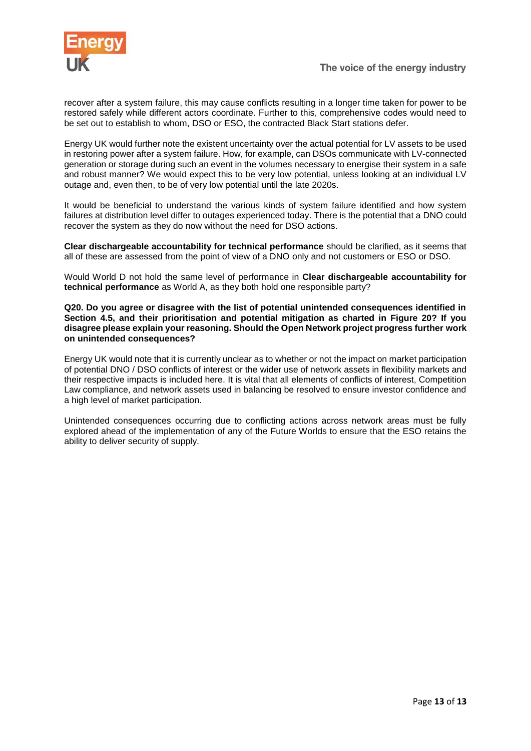recover after a system failure, this may cause conflicts resulting in a longer time taken for power to be restored safely while different actors coordinate. Further to this, comprehensive codes would need to be set out to establish to whom, DSO or ESO, the contracted Black Start stations defer.

Energy UK would further note the existent uncertainty over the actual potential for LV assets to be used in restoring power after a system failure. How, for example, can DSOs communicate with LV-connected generation or storage during such an event in the volumes necessary to energise their system in a safe and robust manner? We would expect this to be very low potential, unless looking at an individual LV outage and, even then, to be of very low potential until the late 2020s.

It would be beneficial to understand the various kinds of system failure identified and how system failures at distribution level differ to outages experienced today. There is the potential that a DNO could recover the system as they do now without the need for DSO actions.

**Clear dischargeable accountability for technical performance** should be clarified, as it seems that all of these are assessed from the point of view of a DNO only and not customers or ESO or DSO.

Would World D not hold the same level of performance in **Clear dischargeable accountability for technical performance** as World A, as they both hold one responsible party?

**Q20. Do you agree or disagree with the list of potential unintended consequences identified in Section 4.5, and their prioritisation and potential mitigation as charted in Figure 20? If you disagree please explain your reasoning. Should the Open Network project progress further work on unintended consequences?**

Energy UK would note that it is currently unclear as to whether or not the impact on market participation of potential DNO / DSO conflicts of interest or the wider use of network assets in flexibility markets and their respective impacts is included here. It is vital that all elements of conflicts of interest, Competition Law compliance, and network assets used in balancing be resolved to ensure investor confidence and a high level of market participation.

Unintended consequences occurring due to conflicting actions across network areas must be fully explored ahead of the implementation of any of the Future Worlds to ensure that the ESO retains the ability to deliver security of supply.